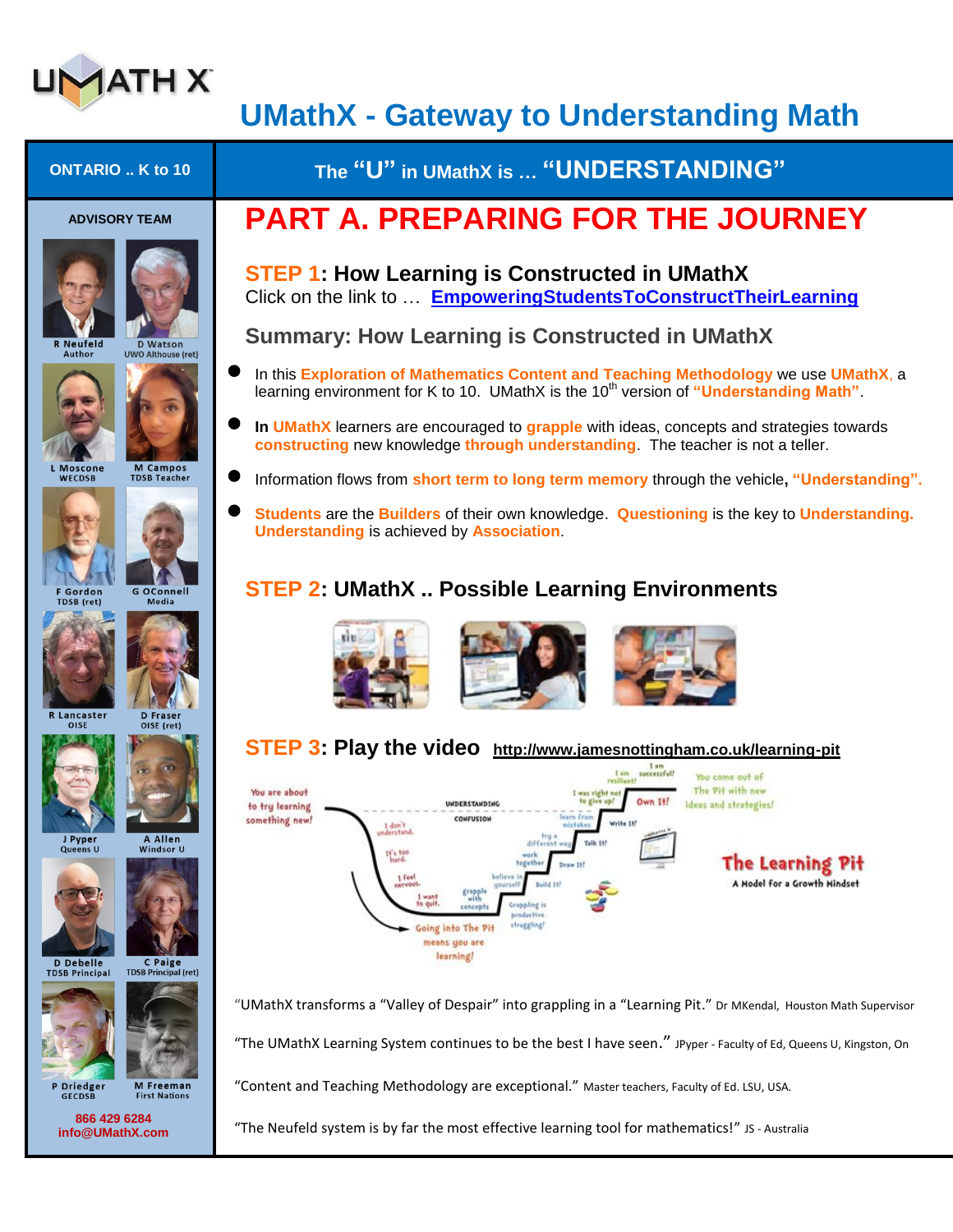# UMathX - Gateway to Understanding Math

**ONTARIO .. K to 10**

**The "U" in UMathX is … "UNDERSTANDING"**

**ADVISORY TEAM**

R Neufeld
Author

D Watson
UWO Althouse (ret)

L Moscone
WECDSB

M Campos
TDSB Teacher

F Gordon
TDSB (ret)

G OConnell
Media

R Lancaster
OISE

D Fraser
OISE (ret)

J Pyper
Queens U

A Allen
Windsor U

D Debelle
TDSB Principal

C Paige
TDSB Principal (ret)

P Driedger
GECDSB

M Freeman
First Nations

866 429 6284
info@UMathX.com

## PART A. PREPARING FOR THE JOURNEY

### STEP 1: How Learning is Constructed in UMathX

Click on the link to … EmpoweringStudentsToConstructTheirLearning

### Summary: How Learning is Constructed in UMathX

- In this **Exploration of Mathematics Content and Teaching Methodology** we use **UMathX**, a learning environment for K to 10. UMathX is the 10th version of **"Understanding Math"**.
- **In UMathX** learners are encouraged to **grapple** with ideas, concepts and strategies towards **constructing** new knowledge **through understanding**. The teacher is not a teller.
- Information flows from **short term to long term memory** through the vehicle**, "Understanding".**
- **Students** are the **Builders** of their own knowledge. **Questioning** is the key to **Understanding. Understanding** is achieved by **Association**.

### STEP 2: UMathX .. Possible Learning Environments

### STEP 3: Play the video http://www.jamesnottingham.co.uk/learning-pit

"UMathX transforms a "Valley of Despair" into grappling in a "Learning Pit." Dr MKendal, Houston Math Supervisor

"The UMathX Learning System continues to be the best I have seen." JPyper - Faculty of Ed, Queens U, Kingston, On

"Content and Teaching Methodology are exceptional." Master teachers, Faculty of Ed. LSU, USA.

"The Neufeld system is by far the most effective learning tool for mathematics!" JS - Australia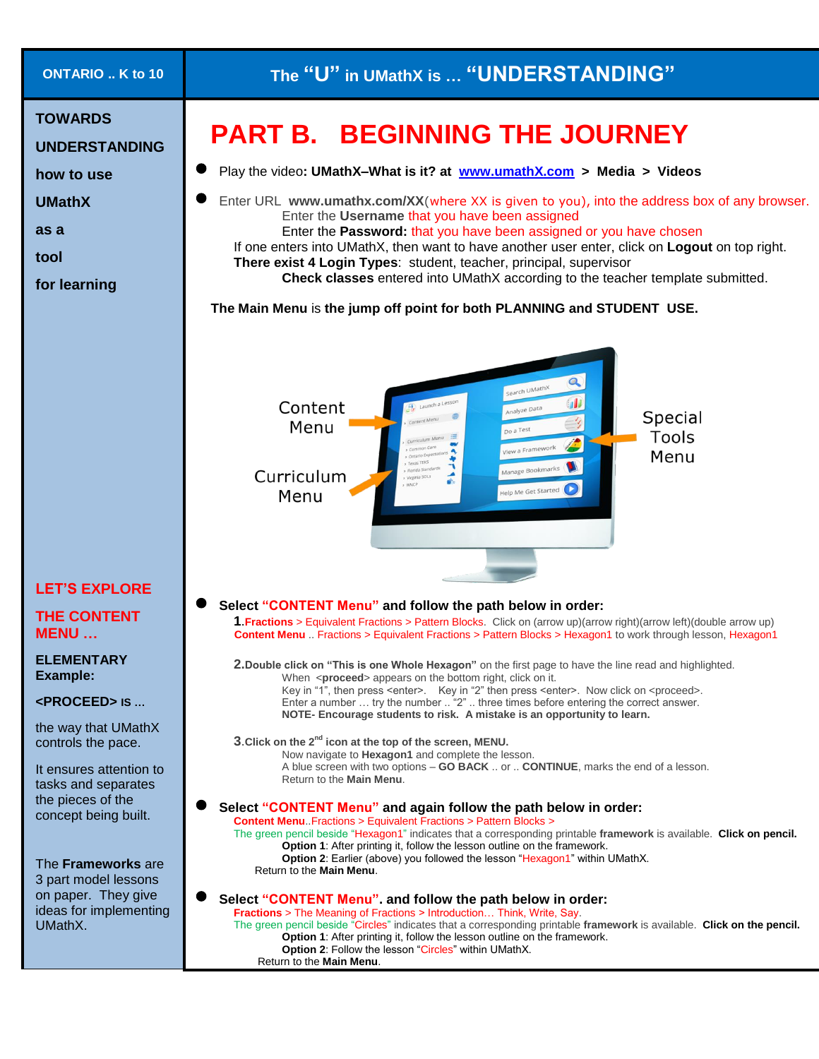ONTARIO .. K to 10

# The "U" in UMathX is … "UNDERSTANDING"

**TOWARDS UNDERSTANDING how to use UMathX as a tool for learning**

## PART B. BEGINNING THE JOURNEY

- Play the video**: UMathX–What is it? at www.umathX.com > Media > Videos**
- Enter URL **www.umathx.com/XX**(where XX is given to you), into the address box of any browser.
  Enter the **Username** that you have been assigned
  Enter the **Password:** that you have been assigned or you have chosen
  If one enters into UMathX, then want to have another user enter, click on **Logout** on top right.
  **There exist 4 Login Types**: student, teacher, principal, supervisor
  **Check classes** entered into UMathX according to the teacher template submitted.

**The Main Menu** is **the jump off point for both PLANNING and STUDENT USE.**

Content Menu

Curriculum Menu

Special Tools Menu

**LET'S EXPLORE THE CONTENT MENU …**

**ELEMENTARY Example:**

**<PROCEED> IS …**

the way that UMathX controls the pace.

It ensures attention to tasks and separates the pieces of the concept being built.

The **Frameworks** are 3 part model lessons on paper. They give ideas for implementing UMathX.

- **Select "CONTENT Menu" and follow the path below in order:**

  **1.Fractions** > Equivalent Fractions > Pattern Blocks. Click on (arrow up)(arrow right)(arrow left)(double arrow up)
  **Content Menu** .. Fractions > Equivalent Fractions > Pattern Blocks > Hexagon1 to work through lesson, Hexagon1

  **2.Double click on "This is one Whole Hexagon"** on the first page to have the line read and highlighted.
  When <**proceed**> appears on the bottom right, click on it.
  Key in "1", then press <enter>. Key in "2" then press <enter>. Now click on <proceed>.
  Enter a number … try the number .. "2" .. three times before entering the correct answer.
  **NOTE- Encourage students to risk. A mistake is an opportunity to learn.**

  **3.Click on the 2nd icon at the top of the screen, MENU.**
  Now navigate to **Hexagon1** and complete the lesson.
  A blue screen with two options – **GO BACK** .. or .. **CONTINUE**, marks the end of a lesson.
  Return to the **Main Menu**.

- **Select "CONTENT Menu" and again follow the path below in order:**
  **Content Menu**..Fractions > Equivalent Fractions > Pattern Blocks >
  The green pencil beside "Hexagon1" indicates that a corresponding printable **framework** is available. **Click on pencil.**
  **Option 1**: After printing it, follow the lesson outline on the framework.
  **Option 2**: Earlier (above) you followed the lesson "Hexagon1" within UMathX.
  Return to the **Main Menu**.

- **Select "CONTENT Menu". and follow the path below in order:**
  **Fractions** > The Meaning of Fractions > Introduction… Think, Write, Say.
  The green pencil beside "Circles" indicates that a corresponding printable **framework** is available. **Click on the pencil.**
  **Option 1**: After printing it, follow the lesson outline on the framework.
  **Option 2**: Follow the lesson "Circles" within UMathX.
  Return to the **Main Menu**.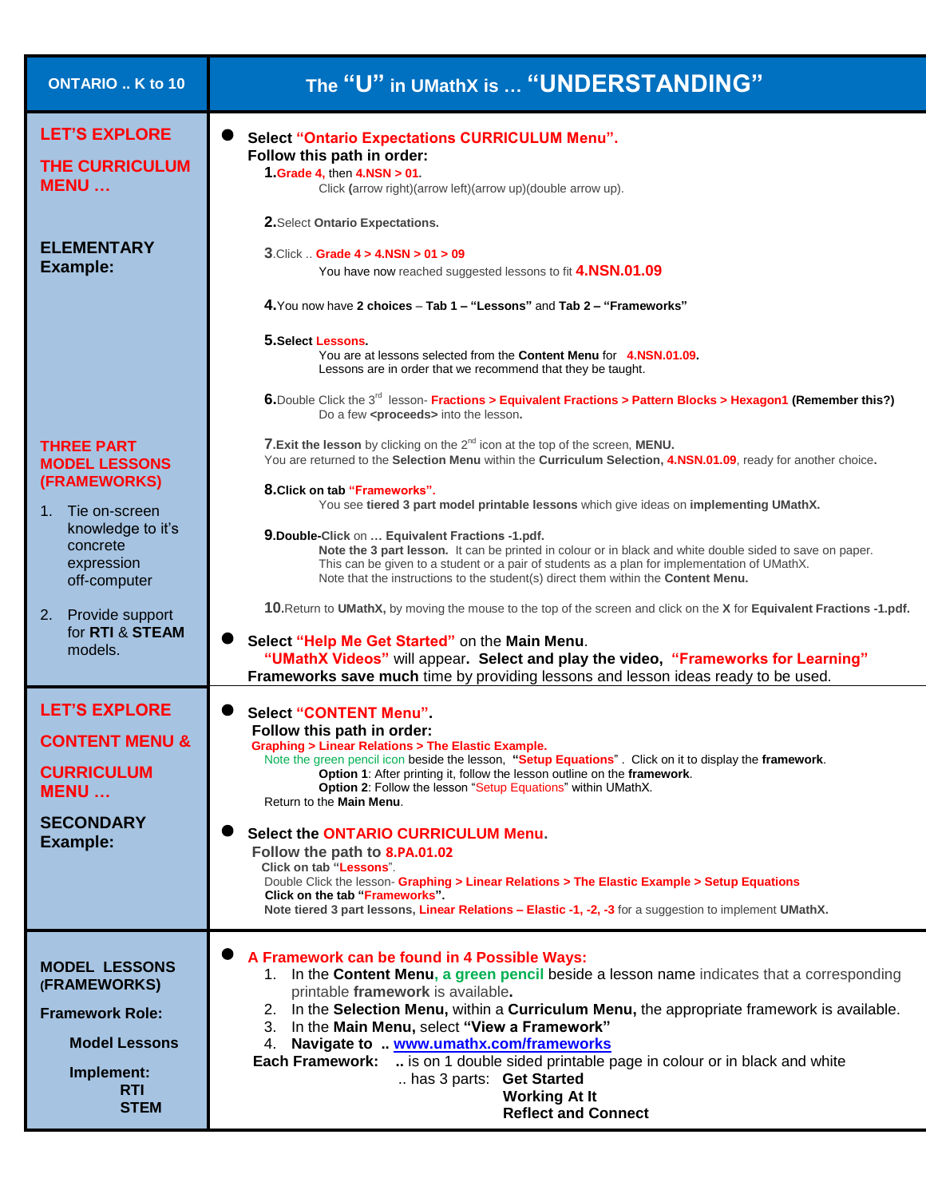| ONTARIO .. K to 10 | The "U" in UMathX is … "UNDERSTANDING" |
|---|---|
| **LET'S EXPLORE**<br><br>**THE CURRICULUM MENU …**<br><br>**ELEMENTARY Example:**<br><br>**THREE PART MODEL LESSONS (FRAMEWORKS)**<br><br>1. Tie on-screen knowledge to it's concrete expression off-computer<br><br>2. Provide support for **RTI** & **STEAM** models. | ● **Select "Ontario Expectations CURRICULUM Menu".**<br>**Follow this path in order:**<br>**1.Grade 4,** then **4.NSN > 01.**<br>Click **(**arrow right)(arrow left)(arrow up)(double arrow up).<br><br>**2.**Select **Ontario Expectations.**<br><br>**3.**Click .. **Grade 4 > 4.NSN > 01 > 09**<br>You have now reached suggested lessons to fit **4.NSN.01.09**<br><br>**4.**You now have **2 choices** – **Tab 1 – "Lessons"** and **Tab 2 – "Frameworks"**<br><br>**5.Select Lessons.**<br>You are at lessons selected from the **Content Menu** for **4.NSN.01.09.**<br>Lessons are in order that we recommend that they be taught.<br><br>**6.**Double Click the 3rd lesson- **Fractions > Equivalent Fractions > Pattern Blocks > Hexagon1 (Remember this?)**<br>Do a few **<proceeds>** into the lesson**.**<br><br>**7.Exit the lesson** by clicking on the 2nd icon at the top of the screen, **MENU.**<br>You are returned to the **Selection Menu** within the **Curriculum Selection, 4.NSN.01.09**, ready for another choice**.**<br><br>**8.Click on tab "Frameworks".**<br>You see **tiered 3 part model printable lessons** which give ideas on **implementing UMathX.**<br><br>**9.Double-**Click on … **Equivalent Fractions -1.pdf.**<br>**Note the 3 part lesson.** It can be printed in colour or in black and white double sided to save on paper.<br>This can be given to a student or a pair of students as a plan for implementation of UMathX.<br>Note that the instructions to the student(s) direct them within the **Content Menu.**<br><br>**10.**Return to **UMathX,** by moving the mouse to the top of the screen and click on the **X** for **Equivalent Fractions -1.pdf.**<br><br>● **Select "Help Me Get Started"** on the **Main Menu**.<br>**"UMathX Videos"** will appear. **Select and play the video, "Frameworks for Learning"**<br>**Frameworks save much** time by providing lessons and lesson ideas ready to be used. |
| **LET'S EXPLORE**<br><br>**CONTENT MENU &**<br><br>**CURRICULUM MENU …**<br><br>**SECONDARY Example:** | ● **Select "CONTENT Menu".**<br>**Follow this path in order:**<br>**Graphing > Linear Relations > The Elastic Example.**<br>Note the green pencil icon beside the lesson, **"Setup Equations"** . Click on it to display the **framework**.<br>**Option 1**: After printing it, follow the lesson outline on the **framework**.<br>**Option 2**: Follow the lesson "Setup Equations" within UMathX.<br>Return to the **Main Menu**.<br><br>● **Select the ONTARIO CURRICULUM Menu.**<br>**Follow the path to 8.PA.01.02**<br>**Click on tab "Lessons".**<br>Double Click the lesson- **Graphing > Linear Relations > The Elastic Example > Setup Equations**<br>**Click on the tab "Frameworks".**<br>**Note tiered 3 part lessons, Linear Relations – Elastic -1, -2, -3** for a suggestion to implement **UMathX.** |
| **MODEL LESSONS (FRAMEWORKS)**<br><br>**Framework Role:**<br><br>**Model Lessons**<br><br>**Implement:**<br>**RTI**<br>**STEM** | ● **A Framework can be found in 4 Possible Ways:**<br>1. In the **Content Menu, a green pencil** beside a lesson name indicates that a corresponding printable **framework** is available**.**<br>2. In the **Selection Menu,** within a **Curriculum Menu,** the appropriate framework is available.<br>3. In the **Main Menu,** select **"View a Framework"**<br>4. **Navigate to .. www.umathx.com/frameworks**<br>**Each Framework:** **..** is on 1 double sided printable page in colour or in black and white<br>.. has 3 parts: **Get Started**<br>**Working At It**<br>**Reflect and Connect** |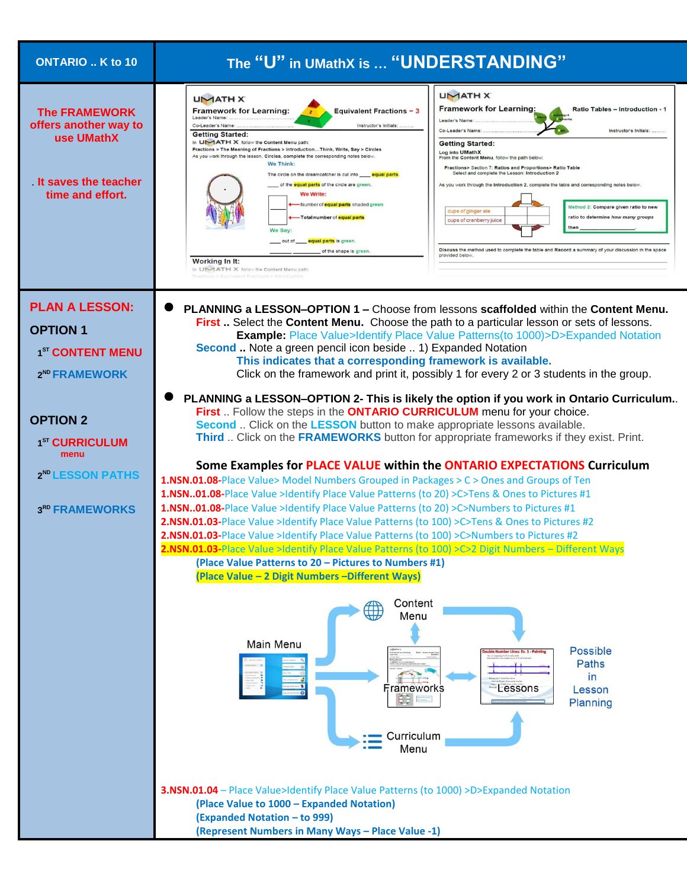| ONTARIO .. K to 10 | The "U" in UMathX is … "UNDERSTANDING" |
|---|---|
| **The FRAMEWORK offers another way to use UMathX**<br><br>**. It saves the teacher time and effort.** | |

**PLAN A LESSON:**

**OPTION 1**

1ST **CONTENT MENU**

2ND **FRAMEWORK**

**OPTION 2**

1ST **CURRICULUM** menu

2ND **LESSON PATHS**

3RD **FRAMEWORKS**

- **PLANNING a LESSON–OPTION 1 –** Choose from lessons **scaffolded** within the **Content Menu.**
  **First ..** Select the **Content Menu.** Choose the path to a particular lesson or sets of lessons.
  **Example:** Place Value>Identify Place Value Patterns(to 1000)>D>Expanded Notation
  **Second** .. Note a green pencil icon beside .. 1) Expanded Notation
  **This indicates that a corresponding framework is available.**
  Click on the framework and print it, possibly 1 for every 2 or 3 students in the group.

- **PLANNING a LESSON–OPTION 2- This is likely the option if you work in Ontario Curriculum.**.
  **First** .. Follow the steps in the **ONTARIO CURRICULUM** menu for your choice.
  **Second** .. Click on the **LESSON** button to make appropriate lessons available.
  **Third** .. Click on the **FRAMEWORKS** button for appropriate frameworks if they exist. Print.

**Some Examples for PLACE VALUE within the ONTARIO EXPECTATIONS Curriculum**

**1.NSN.01.08-**Place Value> Model Numbers Grouped in Packages > C > Ones and Groups of Ten
**1.NSN..01.08-**Place Value >Identify Place Value Patterns (to 20) >C>Tens & Ones to Pictures #1
**1.NSN..01.08-**Place Value >Identify Place Value Patterns (to 20) >C>Numbers to Pictures #1
**2.NSN.01.03-**Place Value >Identify Place Value Patterns (to 100) >C>Tens & Ones to Pictures #2
**2.NSN.01.03-**Place Value >Identify Place Value Patterns (to 100) >C>Numbers to Pictures #2
**2.NSN.01.03-**Place Value >Identify Place Value Patterns (to 100) >C>2 Digit Numbers – Different Ways
**(Place Value Patterns to 20 – Pictures to Numbers #1)**
**(Place Value – 2 Digit Numbers –Different Ways)**

Main Menu → Content Menu → Frameworks ↔ Lessons → Curriculum Menu — Possible Paths in Lesson Planning

**3.NSN.01.04** – Place Value>Identify Place Value Patterns (to 1000) >D>Expanded Notation
**(Place Value to 1000 – Expanded Notation)**
**(Expanded Notation – to 999)**
**(Represent Numbers in Many Ways – Place Value -1)**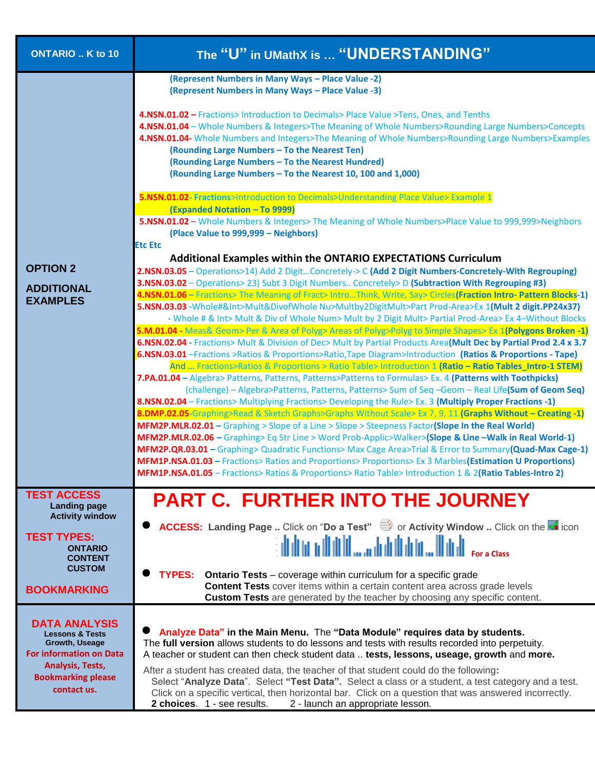| ONTARIO .. K to 10 | The "U" in UMathX is … "UNDERSTANDING" |
|---|---|
| **OPTION 2**<br><br>**ADDITIONAL EXAMPLES** | **(Represent Numbers in Many Ways – Place Value -2)**<br>**(Represent Numbers in Many Ways – Place Value -3)**<br><br>**4.NSN.01.02 –** Fractions> Introduction to Decimals> Place Value >Tens, Ones, and Tenths<br>**4.NSN.01.04** – Whole Numbers & Integers>The Meaning of Whole Numbers>Rounding Large Numbers>Concepts<br>**4.NSN.01.04-** Whole Numbers and Integers>The Meaning of Whole Numbers>Rounding Large Numbers>Examples<br>**(Rounding Large Numbers – To the Nearest Ten)**<br>**(Rounding Large Numbers – To the Nearest Hundred)**<br>**(Rounding Large Numbers – To the Nearest 10, 100 and 1,000)**<br><br>**5.NSN.01.02**- **Fractions**>Introduction to Decimals>Understanding Place Value> Example 1<br>**(Expanded Notation – To 9999)**<br>**5.NSN.01.02** – Whole Numbers & Integers> The Meaning of Whole Numbers>Place Value to 999,999>Neighbors<br>**(Place Value to 999,999 – Neighbors)**<br>**Etc Etc**<br>**Additional Examples within the ONTARIO EXPECTATIONS Curriculum**<br>**2.NSN.03.05** – Operations>14) Add 2 Digit…Concretely-> C **(Add 2 Digit Numbers-Concretely-With Regrouping)**<br>**3.NSN.03.02** – Operations> 23) Subt 3 Digit Numbers.. Concretely> D **(Subtraction With Regrouping #3)**<br>**4.NSN.01.06 –** Fractions> The Meaning of Fract> Intro…Think, Write, Say> Circles**(Fraction Intro- Pattern Blocks**-1)<br>**5.NSN.03.03** -Whole#&Int>Mult&DivofWhole Nu>Multby2DigitMult>Part Prod-Area>Ex 1**(Mult 2 digit.PP24x37)**<br>- Whole # & Int> Mult & Div of Whole Num> Mult by 2 Digit Mult> Partial Prod-Area> Ex 4–Without Blocks<br>**5.M.01.04 -** Meas& Geom> Per & Area of Polyg> Areas of Polyg>Polyg to Simple Shapes> Ex 1**(Polygons Broken -1)**<br>**6.NSN.02.04 -** Fractions> Mult & Division of Dec> Mult by Partial Products Area**(Mult Dec by Partial Prod 2.4 x 3.7**<br>**6.NSN.03.01** –Fractions >Ratios & Proportions>Ratio,Tape Diagram>Introduction **(Ratios & Proportions - Tape)**<br>And … Fractions>Ratios & Proportions > Ratio Table> Introduction 1 **(Ratio – Ratio Tables_Intro-1 STEM)**<br>**7.PA.01.04 –** Algebra> Patterns, Patterns, Patterns>Patterns to Formulas> Ex. 4 **(Patterns with Toothpicks)**<br>(challenge) – Algebra>Patterns, Patterns, Patterns> Sum of Seq –Geom – Real Life**(Sum of Geom Seq)**<br>**8.NSN.02.04** – Fractions> Multiplying Fractions> Developing the Rule> Ex. 3 **(Multiply Proper Fractions -1)**<br>**8.DMP.02.05**-Graphing>Read & Sketch Graphs>Graphs Without Scale> Ex 7, 9, 11 **(Graphs Without – Creating -1)**<br>**MFM2P.MLR.02.01 –** Graphing > Slope of a Line > Slope > Steepness Factor**(Slope In the Real World)**<br>**MFM2P.MLR.02.06 –** Graphing> Eq Str Line > Word Prob-Applic>Walker>**(Slope & Line –Walk in Real World-1)**<br>**MFM2P.QR.03.01 –** Graphing> Quadratic Functions> Max Cage Area>Trial & Error to Summary**(Quad-Max Cage-1)**<br>**MFM1P.NSA.01.03 –** Fractions> Ratios and Proportions> Proportions> Ex 3 Marbles**(Estimation U Proportions)**<br>**MFM1P.NSA.01.05** – Fractions> Ratios & Proportions> Ratio Table> Introduction 1 & 2**(Ratio Tables-Intro 2)** |
| **TEST ACCESS**<br>**Landing page**<br>**Activity window**<br><br>**TEST TYPES:**<br>**ONTARIO**<br>**CONTENT**<br>**CUSTOM**<br><br>**BOOKMARKING** | **PART C. FURTHER INTO THE JOURNEY**<br><br>● **ACCESS:** **Landing Page ..** Click on "**Do a Test**" or **Activity Window ..** Click on the icon<br>For a Class<br><br>● **TYPES:** **Ontario Tests** – coverage within curriculum for a specific grade<br>**Content Tests** cover items within a certain content area across grade levels<br>**Custom Tests** are generated by the teacher by choosing any specific content. |
| **DATA ANALYSIS**<br>**Lessons & Tests**<br>**Growth, Useage**<br>**For information on Data Analysis, Tests, Bookmarking please contact us.** | ● **Analyze Data"** **in the Main Menu.** The **"Data Module" requires data by students.**<br>The **full version** allows students to do lessons and tests with results recorded into perpetuity.<br>A teacher or student can then check student data .. **tests, lessons, useage, growth** and **more.**<br><br>After a student has created data, the teacher of that student could do the following**:**<br>Select "**Analyze Data**". Select **"Test Data".** Select a class or a student, a test category and a test.<br>Click on a specific vertical, then horizontal bar. Click on a question that was answered incorrectly.<br>**2 choices**. 1 - see results. 2 - launch an appropriate lesson. |